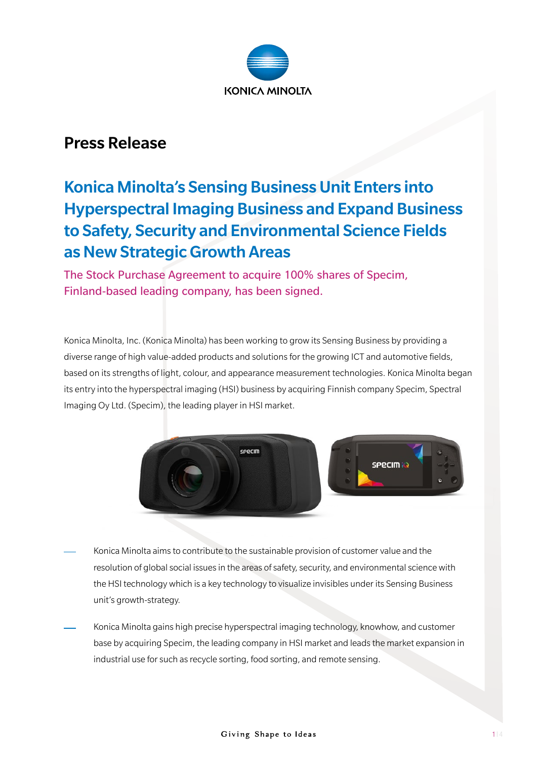# Press Release

## Konica Minolta's Sensing Business Unit Enters into Hyperspectral Imaging Business and Expand Business to Safety, Security and Environmental Science Fields as New Strategic Growth Areas

### The Stock Purchase Agreement to acquire 100% shares of Specim, Finland-based leading company, has been signed.

Konica Minolta, Inc. (Konica Minolta) has been working to grow its Sensing Business by providing a diverse range of high value-added products and solutions for the growing ICT and automotive fields, based on its strengths of light, colour, and appearance measurement technologies. Konica Minolta began its entry into the hyperspectral imaging (HSI) business by acquiring Finnish company Specim, Spectral Imaging Oy Ltd. (Specim), the leading player in HSI market.

- Konica Minolta aims to contribute to the sustainable provision of customer value and the resolution of global social issues in the areas of safety, security, and environmental science with the HSI technology which is a key technology to visualize invisibles under its Sensing Business unit's growth-strategy.
- Konica Minolta gains high precise hyperspectral imaging technology, knowhow, and customer base by acquiring Specim, the leading company in HSI market and leads the market expansion in industrial use for such as recycle sorting, food sorting, and remote sensing.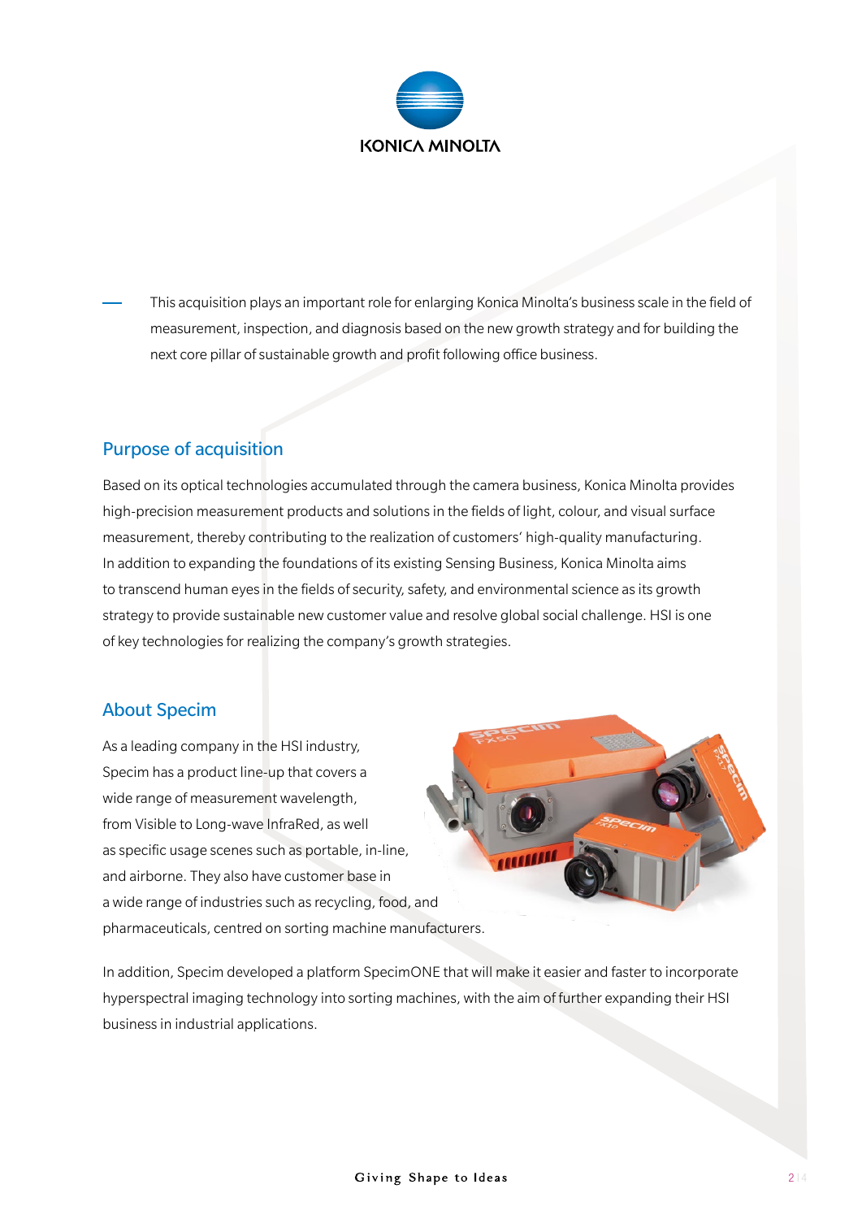This acquisition plays an important role for enlarging Konica Minolta's business scale in the field of measurement, inspection, and diagnosis based on the new growth strategy and for building the next core pillar of sustainable growth and profit following office business.

## Purpose of acquisition

Based on its optical technologies accumulated through the camera business, Konica Minolta provides high-precision measurement products and solutions in the fields of light, colour, and visual surface measurement, thereby contributing to the realization of customers' high-quality manufacturing. In addition to expanding the foundations of its existing Sensing Business, Konica Minolta aims to transcend human eyes in the fields of security, safety, and environmental science as its growth strategy to provide sustainable new customer value and resolve global social challenge. HSI is one of key technologies for realizing the company's growth strategies.

## About Specim

As a leading company in the HSI industry, Specim has a product line-up that covers a wide range of measurement wavelength, from Visible to Long-wave InfraRed, as well as specific usage scenes such as portable, in-line, and airborne. They also have customer base in a wide range of industries such as recycling, food, and pharmaceuticals, centred on sorting machine manufacturers.

In addition, Specim developed a platform SpecimONE that will make it easier and faster to incorporate hyperspectral imaging technology into sorting machines, with the aim of further expanding their HSI business in industrial applications.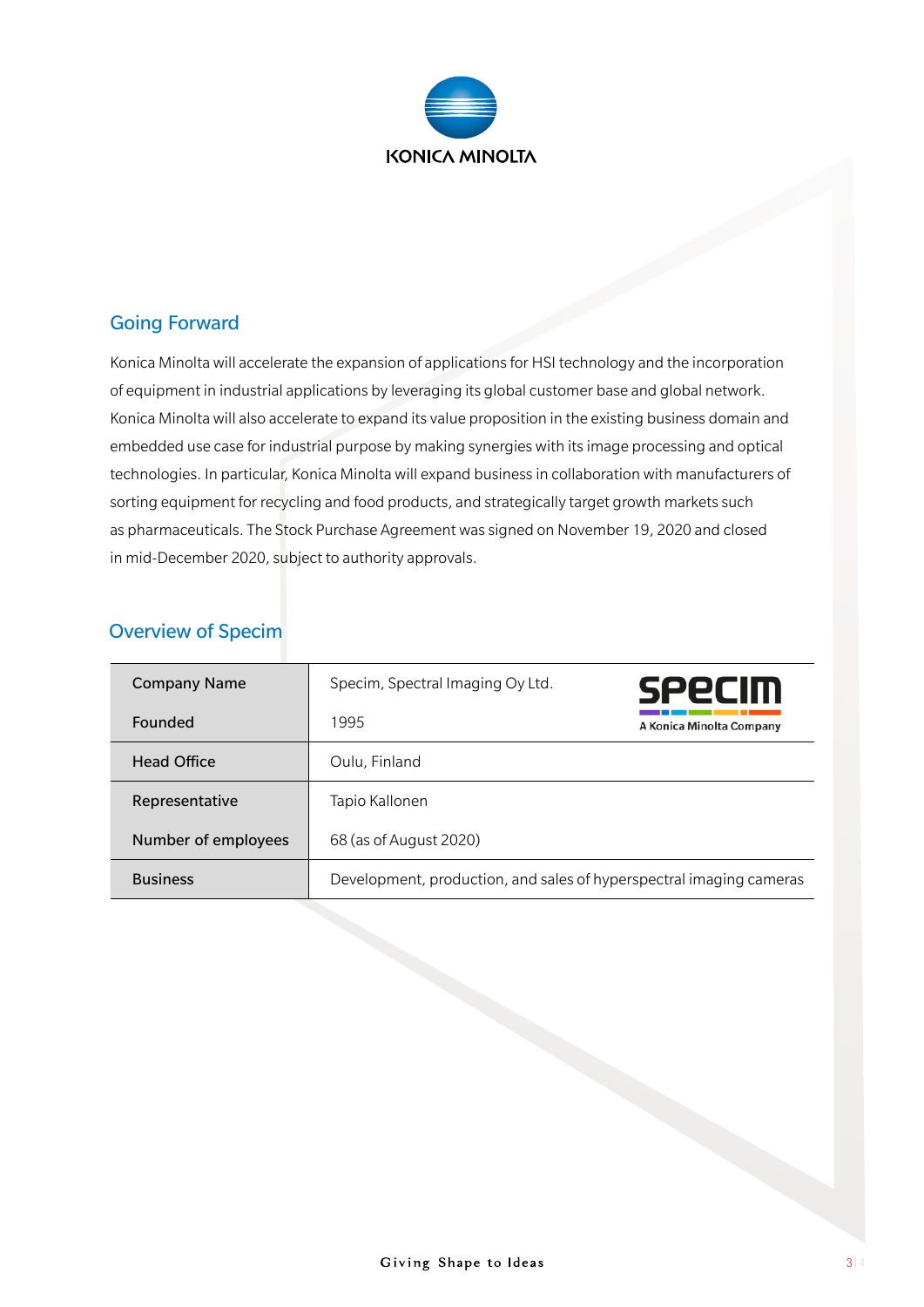## Going Forward

Konica Minolta will accelerate the expansion of applications for HSI technology and the incorporation of equipment in industrial applications by leveraging its global customer base and global network. Konica Minolta will also accelerate to expand its value proposition in the existing business domain and embedded use case for industrial purpose by making synergies with its image processing and optical technologies. In particular, Konica Minolta will expand business in collaboration with manufacturers of sorting equipment for recycling and food products, and strategically target growth markets such as pharmaceuticals. The Stock Purchase Agreement was signed on November 19, 2020 and closed in mid-December 2020, subject to authority approvals.

## Overview of Specim

| | |
|---|---|
| Company Name | Specim, Spectral Imaging Oy Ltd. |
| Founded | 1995 |
| Head Office | Oulu, Finland |
| Representative | Tapio Kallonen |
| Number of employees | 68 (as of August 2020) |
| Business | Development, production, and sales of hyperspectral imaging cameras |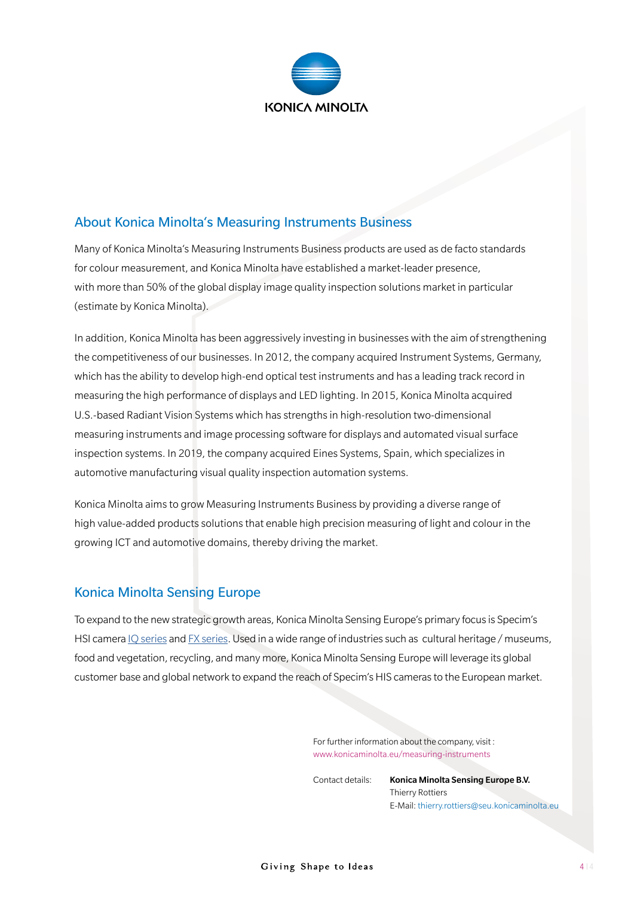## About Konica Minolta's Measuring Instruments Business

Many of Konica Minolta's Measuring Instruments Business products are used as de facto standards for colour measurement, and Konica Minolta have established a market-leader presence, with more than 50% of the global display image quality inspection solutions market in particular (estimate by Konica Minolta).

In addition, Konica Minolta has been aggressively investing in businesses with the aim of strengthening the competitiveness of our businesses. In 2012, the company acquired Instrument Systems, Germany, which has the ability to develop high-end optical test instruments and has a leading track record in measuring the high performance of displays and LED lighting. In 2015, Konica Minolta acquired U.S.-based Radiant Vision Systems which has strengths in high-resolution two-dimensional measuring instruments and image processing software for displays and automated visual surface inspection systems. In 2019, the company acquired Eines Systems, Spain, which specializes in automotive manufacturing visual quality inspection automation systems.

Konica Minolta aims to grow Measuring Instruments Business by providing a diverse range of high value-added products solutions that enable high precision measuring of light and colour in the growing ICT and automotive domains, thereby driving the market.

## Konica Minolta Sensing Europe

To expand to the new strategic growth areas, Konica Minolta Sensing Europe's primary focus is Specim's HSI camera IQ series and FX series. Used in a wide range of industries such as cultural heritage / museums, food and vegetation, recycling, and many more, Konica Minolta Sensing Europe will leverage its global customer base and global network to expand the reach of Specim's HIS cameras to the European market.

For further information about the company, visit :
www.konicaminolta.eu/measuring-instruments

Contact details: **Konica Minolta Sensing Europe B.V.**
Thierry Rottiers
E-Mail: thierry.rottiers@seu.konicaminolta.eu

Giving Shape to Ideas